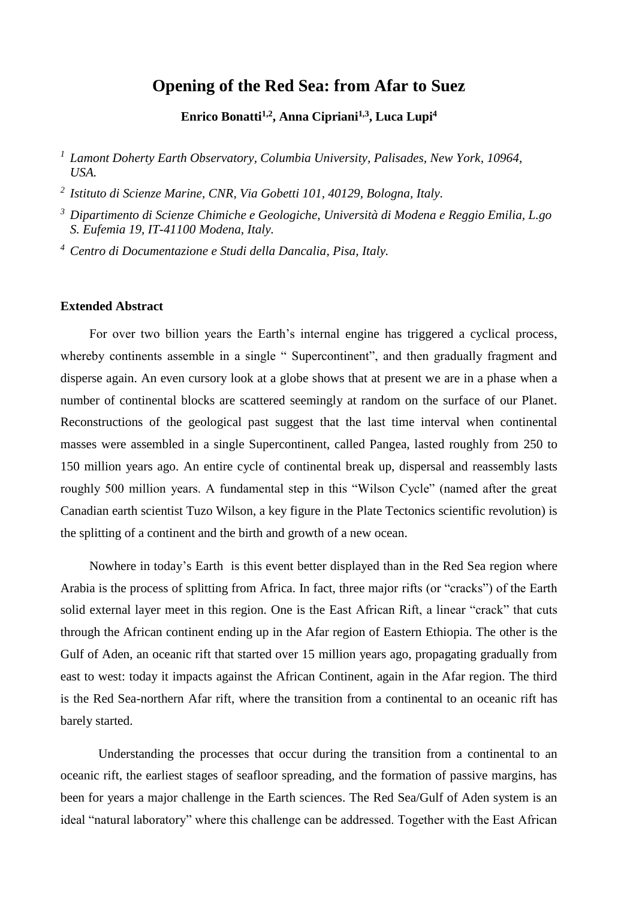# Opening of the Red Sea: from Afar to Suez

**Enrico Bonatti[1,2], Anna Cipriani[1,3], Luca Lupi[4]**

[1] *Lamont Doherty Earth Observatory, Columbia University, Palisades, New York, 10964, USA.*

[2] *Istituto di Scienze Marine, CNR, Via Gobetti 101, 40129, Bologna, Italy.*

[3] *Dipartimento di Scienze Chimiche e Geologiche, Università di Modena e Reggio Emilia, L.go S. Eufemia 19, IT-41100 Modena, Italy.*

[4] *Centro di Documentazione e Studi della Dancalia, Pisa, Italy.*

## Extended Abstract

For over two billion years the Earth's internal engine has triggered a cyclical process, whereby continents assemble in a single " Supercontinent", and then gradually fragment and disperse again. An even cursory look at a globe shows that at present we are in a phase when a number of continental blocks are scattered seemingly at random on the surface of our Planet. Reconstructions of the geological past suggest that the last time interval when continental masses were assembled in a single Supercontinent, called Pangea, lasted roughly from 250 to 150 million years ago. An entire cycle of continental break up, dispersal and reassembly lasts roughly 500 million years. A fundamental step in this "Wilson Cycle" (named after the great Canadian earth scientist Tuzo Wilson, a key figure in the Plate Tectonics scientific revolution) is the splitting of a continent and the birth and growth of a new ocean.

Nowhere in today's Earth is this event better displayed than in the Red Sea region where Arabia is the process of splitting from Africa. In fact, three major rifts (or "cracks") of the Earth solid external layer meet in this region. One is the East African Rift, a linear "crack" that cuts through the African continent ending up in the Afar region of Eastern Ethiopia. The other is the Gulf of Aden, an oceanic rift that started over 15 million years ago, propagating gradually from east to west: today it impacts against the African Continent, again in the Afar region. The third is the Red Sea-northern Afar rift, where the transition from a continental to an oceanic rift has barely started.

Understanding the processes that occur during the transition from a continental to an oceanic rift, the earliest stages of seafloor spreading, and the formation of passive margins, has been for years a major challenge in the Earth sciences. The Red Sea/Gulf of Aden system is an ideal "natural laboratory" where this challenge can be addressed. Together with the East African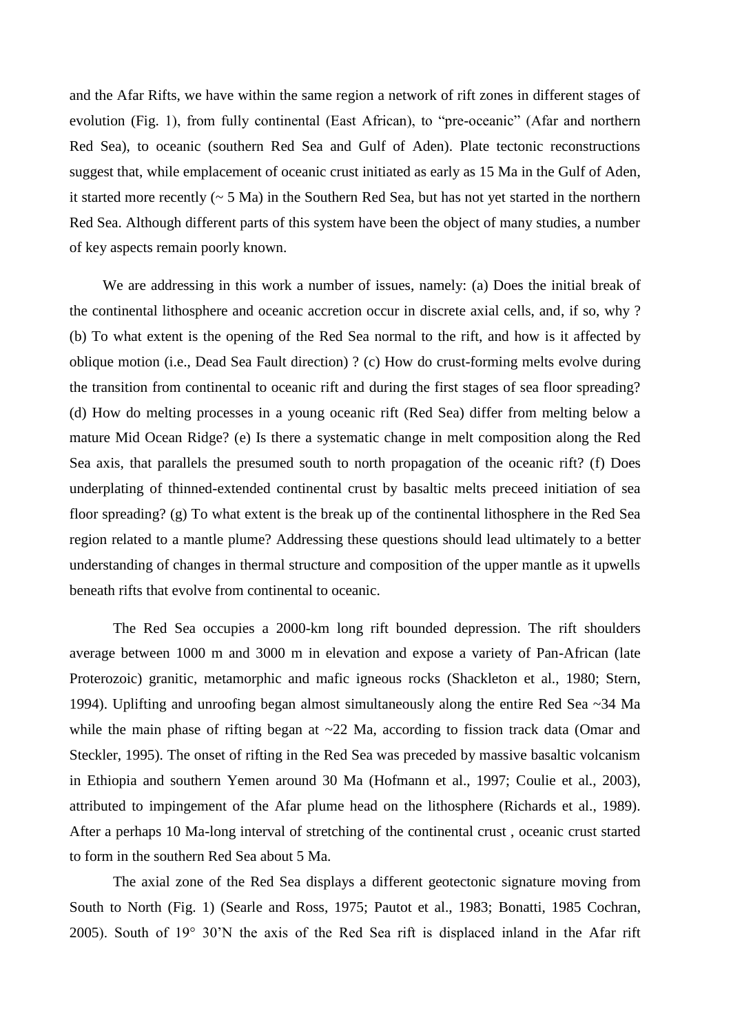and the Afar Rifts, we have within the same region a network of rift zones in different stages of evolution (Fig. 1), from fully continental (East African), to "pre-oceanic" (Afar and northern Red Sea), to oceanic (southern Red Sea and Gulf of Aden). Plate tectonic reconstructions suggest that, while emplacement of oceanic crust initiated as early as 15 Ma in the Gulf of Aden, it started more recently (~ 5 Ma) in the Southern Red Sea, but has not yet started in the northern Red Sea. Although different parts of this system have been the object of many studies, a number of key aspects remain poorly known.

We are addressing in this work a number of issues, namely: (a) Does the initial break of the continental lithosphere and oceanic accretion occur in discrete axial cells, and, if so, why ? (b) To what extent is the opening of the Red Sea normal to the rift, and how is it affected by oblique motion (i.e., Dead Sea Fault direction) ? (c) How do crust-forming melts evolve during the transition from continental to oceanic rift and during the first stages of sea floor spreading? (d) How do melting processes in a young oceanic rift (Red Sea) differ from melting below a mature Mid Ocean Ridge? (e) Is there a systematic change in melt composition along the Red Sea axis, that parallels the presumed south to north propagation of the oceanic rift? (f) Does underplating of thinned-extended continental crust by basaltic melts preceed initiation of sea floor spreading? (g) To what extent is the break up of the continental lithosphere in the Red Sea region related to a mantle plume? Addressing these questions should lead ultimately to a better understanding of changes in thermal structure and composition of the upper mantle as it upwells beneath rifts that evolve from continental to oceanic.

The Red Sea occupies a 2000-km long rift bounded depression. The rift shoulders average between 1000 m and 3000 m in elevation and expose a variety of Pan-African (late Proterozoic) granitic, metamorphic and mafic igneous rocks (Shackleton et al., 1980; Stern, 1994). Uplifting and unroofing began almost simultaneously along the entire Red Sea ~34 Ma while the main phase of rifting began at ~22 Ma, according to fission track data (Omar and Steckler, 1995). The onset of rifting in the Red Sea was preceded by massive basaltic volcanism in Ethiopia and southern Yemen around 30 Ma (Hofmann et al., 1997; Coulie et al., 2003), attributed to impingement of the Afar plume head on the lithosphere (Richards et al., 1989). After a perhaps 10 Ma-long interval of stretching of the continental crust , oceanic crust started to form in the southern Red Sea about 5 Ma.

The axial zone of the Red Sea displays a different geotectonic signature moving from South to North (Fig. 1) (Searle and Ross, 1975; Pautot et al., 1983; Bonatti, 1985 Cochran, 2005). South of 19° 30'N the axis of the Red Sea rift is displaced inland in the Afar rift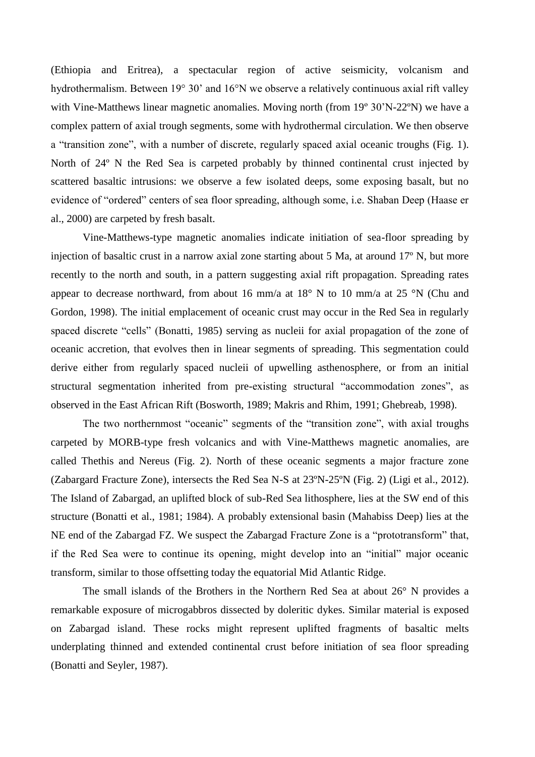(Ethiopia and Eritrea), a spectacular region of active seismicity, volcanism and hydrothermalism. Between 19° 30' and 16°N we observe a relatively continuous axial rift valley with Vine-Matthews linear magnetic anomalies. Moving north (from 19º 30'N-22ºN) we have a complex pattern of axial trough segments, some with hydrothermal circulation. We then observe a "transition zone", with a number of discrete, regularly spaced axial oceanic troughs (Fig. 1). North of 24º N the Red Sea is carpeted probably by thinned continental crust injected by scattered basaltic intrusions: we observe a few isolated deeps, some exposing basalt, but no evidence of "ordered" centers of sea floor spreading, although some, i.e. Shaban Deep (Haase er al., 2000) are carpeted by fresh basalt.

Vine-Matthews-type magnetic anomalies indicate initiation of sea-floor spreading by injection of basaltic crust in a narrow axial zone starting about 5 Ma, at around 17º N, but more recently to the north and south, in a pattern suggesting axial rift propagation. Spreading rates appear to decrease northward, from about 16 mm/a at 18° N to 10 mm/a at 25 °N (Chu and Gordon, 1998). The initial emplacement of oceanic crust may occur in the Red Sea in regularly spaced discrete "cells" (Bonatti, 1985) serving as nucleii for axial propagation of the zone of oceanic accretion, that evolves then in linear segments of spreading. This segmentation could derive either from regularly spaced nucleii of upwelling asthenosphere, or from an initial structural segmentation inherited from pre-existing structural "accommodation zones", as observed in the East African Rift (Bosworth, 1989; Makris and Rhim, 1991; Ghebreab, 1998).

The two northernmost "oceanic" segments of the "transition zone", with axial troughs carpeted by MORB-type fresh volcanics and with Vine-Matthews magnetic anomalies, are called Thethis and Nereus (Fig. 2). North of these oceanic segments a major fracture zone (Zabargard Fracture Zone), intersects the Red Sea N-S at 23ºN-25ºN (Fig. 2) (Ligi et al., 2012). The Island of Zabargad, an uplifted block of sub-Red Sea lithosphere, lies at the SW end of this structure (Bonatti et al., 1981; 1984). A probably extensional basin (Mahabiss Deep) lies at the NE end of the Zabargad FZ. We suspect the Zabargad Fracture Zone is a "prototransform" that, if the Red Sea were to continue its opening, might develop into an "initial" major oceanic transform, similar to those offsetting today the equatorial Mid Atlantic Ridge.

The small islands of the Brothers in the Northern Red Sea at about 26° N provides a remarkable exposure of microgabbros dissected by doleritic dykes. Similar material is exposed on Zabargad island. These rocks might represent uplifted fragments of basaltic melts underplating thinned and extended continental crust before initiation of sea floor spreading (Bonatti and Seyler, 1987).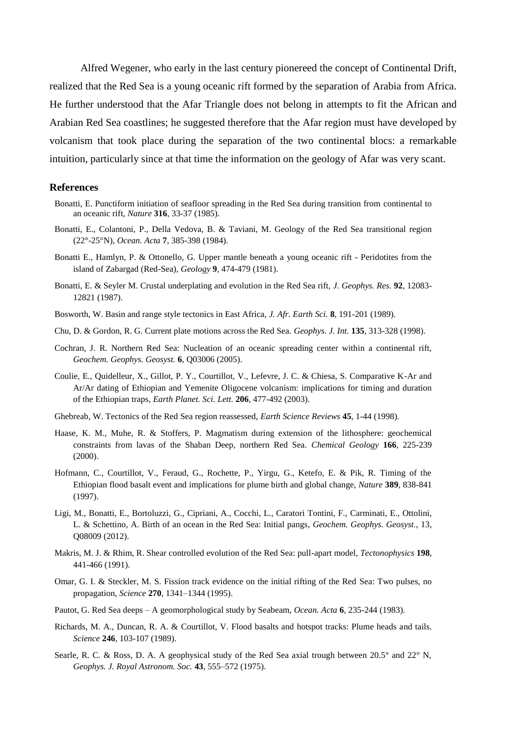Alfred Wegener, who early in the last century pionereed the concept of Continental Drift, realized that the Red Sea is a young oceanic rift formed by the separation of Arabia from Africa. He further understood that the Afar Triangle does not belong in attempts to fit the African and Arabian Red Sea coastlines; he suggested therefore that the Afar region must have developed by volcanism that took place during the separation of the two continental blocs: a remarkable intuition, particularly since at that time the information on the geology of Afar was very scant.

## References

Bonatti, E. Punctiform initiation of seafloor spreading in the Red Sea during transition from continental to an oceanic rift, *Nature* **316**, 33-37 (1985).

Bonatti, E., Colantoni, P., Della Vedova, B. & Taviani, M. Geology of the Red Sea transitional region (22°-25°N), *Ocean. Acta* **7**, 385-398 (1984).

Bonatti E., Hamlyn, P. & Ottonello, G. Upper mantle beneath a young oceanic rift - Peridotites from the island of Zabargad (Red-Sea), *Geology* **9**, 474-479 (1981).

Bonatti, E. & Seyler M. Crustal underplating and evolution in the Red Sea rift, *J. Geophys. Res.* **92**, 12083-12821 (1987).

Bosworth, W. Basin and range style tectonics in East Africa, *J. Afr. Earth Sci.* **8**, 191-201 (1989).

Chu, D. & Gordon, R. G. Current plate motions across the Red Sea. *Geophys. J. Int.* **135**, 313-328 (1998).

Cochran, J. R. Northern Red Sea: Nucleation of an oceanic spreading center within a continental rift, *Geochem. Geophys. Geosyst.* **6**, Q03006 (2005).

Coulie, E., Quidelleur, X., Gillot, P. Y., Courtillot, V., Lefevre, J. C. & Chiesa, S. Comparative K-Ar and Ar/Ar dating of Ethiopian and Yemenite Oligocene volcanism: implications for timing and duration of the Ethiopian traps, *Earth Planet. Sci. Lett.* **206**, 477-492 (2003).

Ghebreab, W. Tectonics of the Red Sea region reassessed, *Earth Science Reviews* **45**, 1-44 (1998).

Haase, K. M., Muhe, R. & Stoffers, P. Magmatism during extension of the lithosphere: geochemical constraints from lavas of the Shaban Deep, northern Red Sea. *Chemical Geology* **166**, 225-239 (2000).

Hofmann, C., Courtillot, V., Feraud, G., Rochette, P., Yirgu, G., Ketefo, E. & Pik, R. Timing of the Ethiopian flood basalt event and implications for plume birth and global change, *Nature* **389**, 838-841 (1997).

Ligi, M., Bonatti, E., Bortoluzzi, G., Cipriani, A., Cocchi, L., Caratori Tontini, F., Carminati, E., Ottolini, L. & Schettino, A. Birth of an ocean in the Red Sea: Initial pangs, *Geochem. Geophys. Geosyst.*, 13, Q08009 (2012).

Makris, M. J. & Rhim, R. Shear controlled evolution of the Red Sea: pull-apart model, *Tectonophysics* **198**, 441-466 (1991).

Omar, G. I. & Steckler, M. S. Fission track evidence on the initial rifting of the Red Sea: Two pulses, no propagation, *Science* **270**, 1341–1344 (1995).

Pautot, G. Red Sea deeps – A geomorphological study by Seabeam, *Ocean. Acta* **6**, 235-244 (1983).

Richards, M. A., Duncan, R. A. & Courtillot, V. Flood basalts and hotspot tracks: Plume heads and tails. *Science* **246**, 103-107 (1989).

Searle, R. C. & Ross, D. A. A geophysical study of the Red Sea axial trough between 20.5° and 22° N, *Geophys. J. Royal Astronom. Soc.* **43**, 555–572 (1975).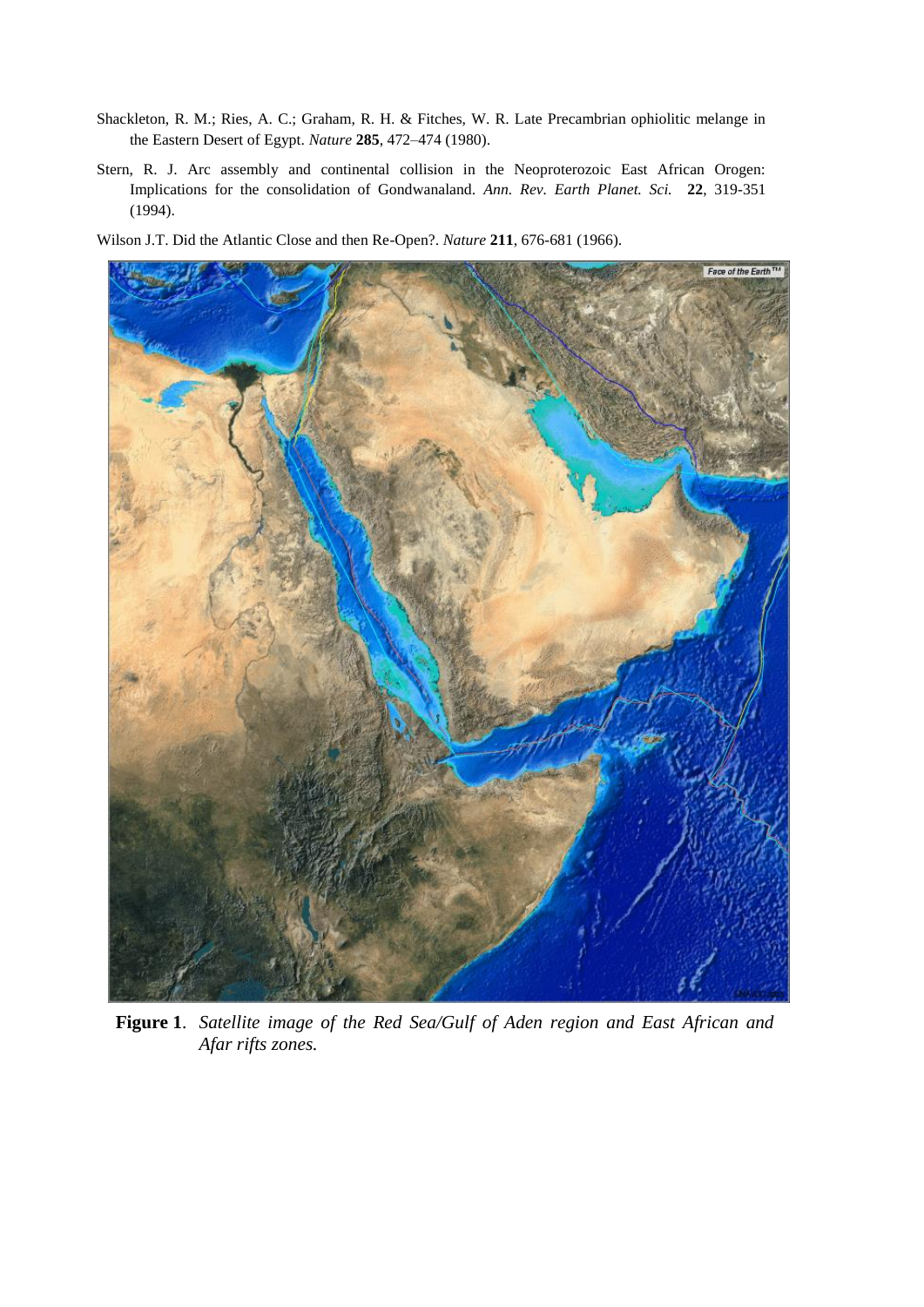Shackleton, R. M.; Ries, A. C.; Graham, R. H. & Fitches, W. R. Late Precambrian ophiolitic melange in the Eastern Desert of Egypt. *Nature* **285**, 472–474 (1980).

Stern, R. J. Arc assembly and continental collision in the Neoproterozoic East African Orogen: Implications for the consolidation of Gondwanaland. *Ann. Rev. Earth Planet. Sci.* **22**, 319-351 (1994).

Wilson J.T. Did the Atlantic Close and then Re-Open?. *Nature* **211**, 676-681 (1966).

**Figure 1**. *Satellite image of the Red Sea/Gulf of Aden region and East African and Afar rifts zones.*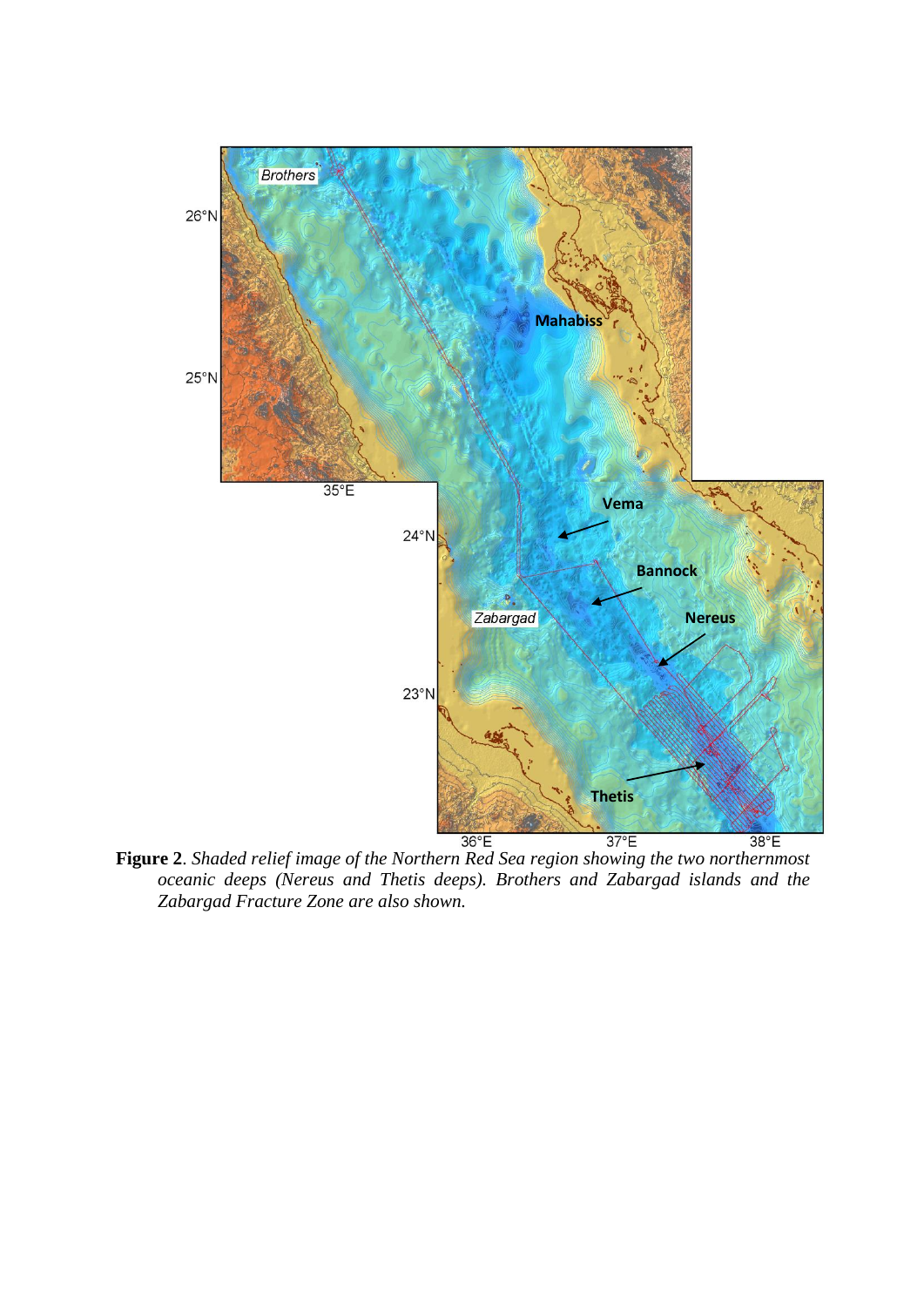Brothers

26°N

Mahabiss

25°N

35°E

Vema

24°N

Bannock

Zabargad

Nereus

23°N

Thetis

36°E

37°E

38°E

**Figure 2**. *Shaded relief image of the Northern Red Sea region showing the two northernmost oceanic deeps (Nereus and Thetis deeps). Brothers and Zabargad islands and the Zabargad Fracture Zone are also shown.*